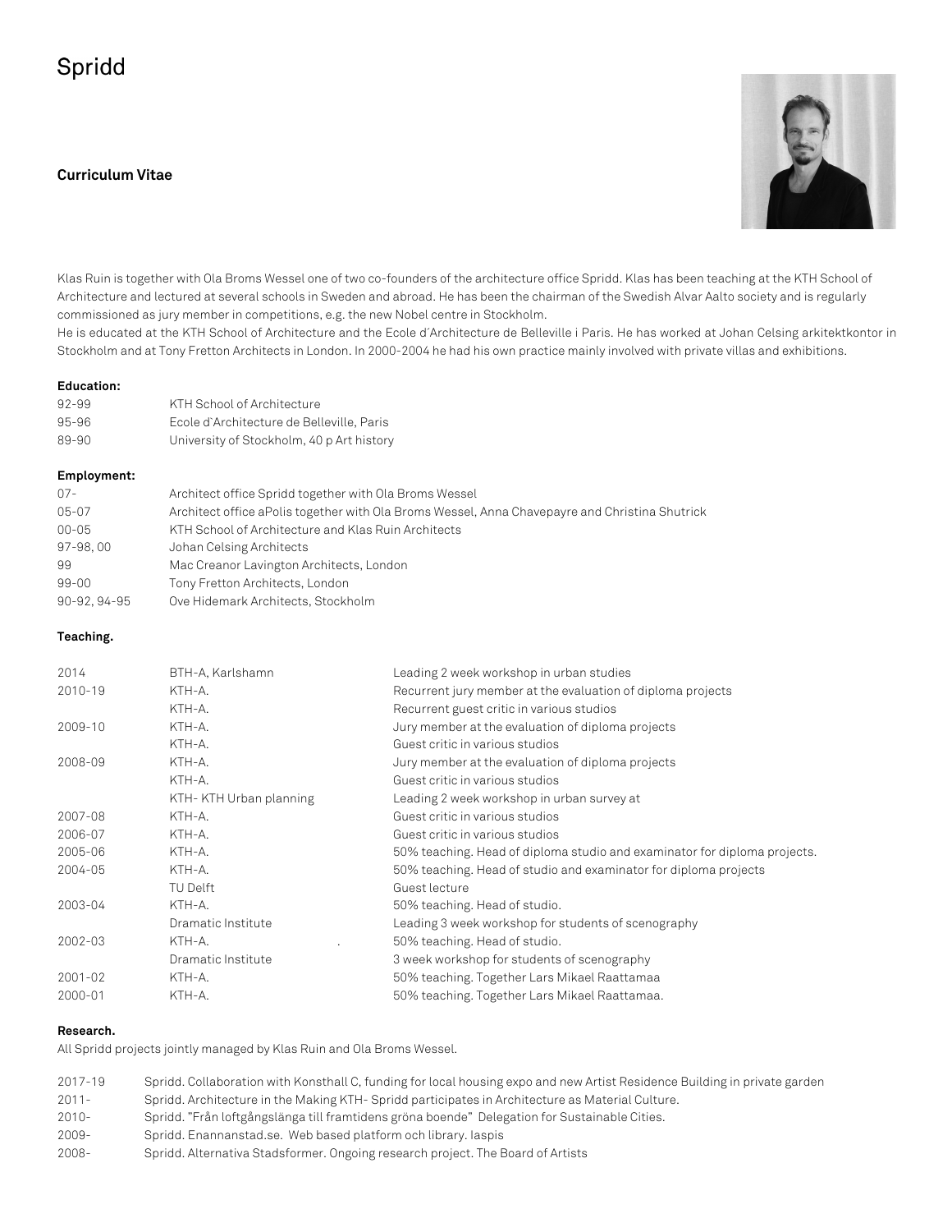# Spridd

## Curriculum Vitae

Klas Ruin is together with Ola Broms Wessel one of two co-founders of the architecture office Spridd. Klas has been teaching at the KTH School of Architecture and lectured at several schools in Sweden and abroad. He has been the chairman of the Swedish Alvar Aalto society and is regularly commissioned as jury member in competitions, e.g. the new Nobel centre in Stockholm.
He is educated at the KTH School of Architecture and the Ecole d´Architecture de Belleville i Paris. He has worked at Johan Celsing arkitektkontor in Stockholm and at Tony Fretton Architects in London. In 2000-2004 he had his own practice mainly involved with private villas and exhibitions.

**Education:**

| | |
|---|---|
| 92-99 | KTH School of Architecture |
| 95-96 | Ecole d`Architecture de Belleville, Paris |
| 89-90 | University of Stockholm, 40 p Art history |

**Employment:**

| | |
|---|---|
| 07- | Architect office Spridd together with Ola Broms Wessel |
| 05-07 | Architect office aPolis together with Ola Broms Wessel, Anna Chavepayre and Christina Shutrick |
| 00-05 | KTH School of Architecture and Klas Ruin Architects |
| 97-98, 00 | Johan Celsing Architects |
| 99 | Mac Creanor Lavington Architects, London |
| 99-00 | Tony Fretton Architects, London |
| 90-92, 94-95 | Ove Hidemark Architects, Stockholm |

**Teaching.**

| | | |
|---|---|---|
| 2014 | BTH-A, Karlshamn | Leading 2 week workshop in urban studies |
| 2010-19 | KTH-A. | Recurrent jury member at the evaluation of diploma projects |
| | KTH-A. | Recurrent guest critic in various studios |
| 2009-10 | KTH-A. | Jury member at the evaluation of diploma projects |
| | KTH-A. | Guest critic in various studios |
| 2008-09 | KTH-A. | Jury member at the evaluation of diploma projects |
| | KTH-A. | Guest critic in various studios |
| | KTH- KTH Urban planning | Leading 2 week workshop in urban survey at |
| 2007-08 | KTH-A. | Guest critic in various studios |
| 2006-07 | KTH-A. | Guest critic in various studios |
| 2005-06 | KTH-A. | 50% teaching. Head of diploma studio and examinator for diploma projects. |
| 2004-05 | KTH-A. | 50% teaching. Head of studio and examinator for diploma projects |
| | TU Delft | Guest lecture |
| 2003-04 | KTH-A. | 50% teaching. Head of studio. |
| | Dramatic Institute | Leading 3 week workshop for students of scenography |
| 2002-03 | KTH-A. . | 50% teaching. Head of studio. |
| | Dramatic Institute | 3 week workshop for students of scenography |
| 2001-02 | KTH-A. | 50% teaching. Together Lars Mikael Raattamaa |
| 2000-01 | KTH-A. | 50% teaching. Together Lars Mikael Raattamaa. |

**Research.**

All Spridd projects jointly managed by Klas Ruin and Ola Broms Wessel.

| | |
|---|---|
| 2017-19 | Spridd. Collaboration with Konsthall C, funding for local housing expo and new Artist Residence Building in private garden |
| 2011- | Spridd. Architecture in the Making KTH- Spridd participates in Architecture as Material Culture. |
| 2010- | Spridd. "Från loftgångslänga till framtidens gröna boende" Delegation for Sustainable Cities. |
| 2009- | Spridd. Enannanstad.se. Web based platform och library. Iaspis |
| 2008- | Spridd. Alternativa Stadsformer. Ongoing research project. The Board of Artists |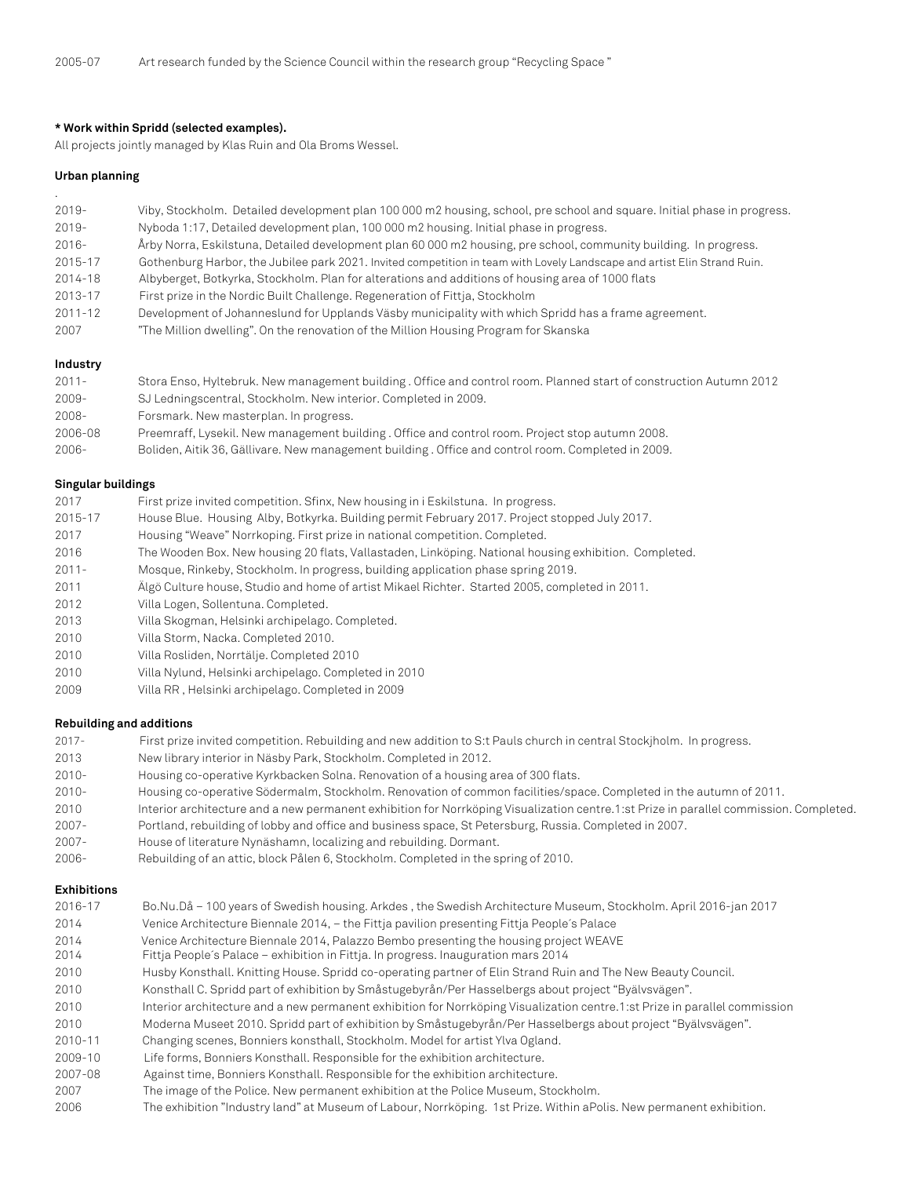2005-07 Art research funded by the Science Council within the research group "Recycling Space"

**\* Work within Spridd (selected examples).**

All projects jointly managed by Klas Ruin and Ola Broms Wessel.

**Urban planning**

.

| | |
|---|---|
| 2019- | Viby, Stockholm. Detailed development plan 100 000 m2 housing, school, pre school and square. Initial phase in progress. |
| 2019- | Nyboda 1:17, Detailed development plan, 100 000 m2 housing. Initial phase in progress. |
| 2016- | Årby Norra, Eskilstuna, Detailed development plan 60 000 m2 housing, pre school, community building. In progress. |
| 2015-17 | Gothenburg Harbor, the Jubilee park 2021. Invited competition in team with Lovely Landscape and artist Elin Strand Ruin. |
| 2014-18 | Albyberget, Botkyrka, Stockholm. Plan for alterations and additions of housing area of 1000 flats |
| 2013-17 | First prize in the Nordic Built Challenge. Regeneration of Fittja, Stockholm |
| 2011-12 | Development of Johanneslund for Upplands Väsby municipality with which Spridd has a frame agreement. |
| 2007 | "The Million dwelling". On the renovation of the Million Housing Program for Skanska |

**Industry**

| | |
|---|---|
| 2011- | Stora Enso, Hyltebruk. New management building . Office and control room. Planned start of construction Autumn 2012 |
| 2009- | SJ Ledningscentral, Stockholm. New interior. Completed in 2009. |
| 2008- | Forsmark. New masterplan. In progress. |
| 2006-08 | Preemraff, Lysekil. New management building . Office and control room. Project stop autumn 2008. |
| 2006- | Boliden, Aitik 36, Gällivare. New management building . Office and control room. Completed in 2009. |

**Singular buildings**

| | |
|---|---|
| 2017 | First prize invited competition. Sfinx, New housing in i Eskilstuna. In progress. |
| 2015-17 | House Blue. Housing Alby, Botkyrka. Building permit February 2017. Project stopped July 2017. |
| 2017 | Housing "Weave" Norrkoping. First prize in national competition. Completed. |
| 2016 | The Wooden Box. New housing 20 flats, Vallastaden, Linköping. National housing exhibition. Completed. |
| 2011- | Mosque, Rinkeby, Stockholm. In progress, building application phase spring 2019. |
| 2011 | Älgö Culture house, Studio and home of artist Mikael Richter. Started 2005, completed in 2011. |
| 2012 | Villa Logen, Sollentuna. Completed. |
| 2013 | Villa Skogman, Helsinki archipelago. Completed. |
| 2010 | Villa Storm, Nacka. Completed 2010. |
| 2010 | Villa Rosliden, Norrtälje. Completed 2010 |
| 2010 | Villa Nylund, Helsinki archipelago. Completed in 2010 |
| 2009 | Villa RR , Helsinki archipelago. Completed in 2009 |

**Rebuilding and additions**

| | |
|---|---|
| 2017- | First prize invited competition. Rebuilding and new addition to S:t Pauls church in central Stockjholm. In progress. |
| 2013 | New library interior in Näsby Park, Stockholm. Completed in 2012. |
| 2010- | Housing co-operative Kyrkbacken Solna. Renovation of a housing area of 300 flats. |
| 2010- | Housing co-operative Södermalm, Stockholm. Renovation of common facilities/space. Completed in the autumn of 2011. |
| 2010 | Interior architecture and a new permanent exhibition for Norrköping Visualization centre.1:st Prize in parallel commission. Completed. |
| 2007- | Portland, rebuilding of lobby and office and business space, St Petersburg, Russia. Completed in 2007. |
| 2007- | House of literature Nynäshamn, localizing and rebuilding. Dormant. |
| 2006- | Rebuilding of an attic, block Pålen 6, Stockholm. Completed in the spring of 2010. |

**Exhibitions**

| | |
|---|---|
| 2016-17 | Bo.Nu.Då – 100 years of Swedish housing. Arkdes , the Swedish Architecture Museum, Stockholm. April 2016-jan 2017 |
| 2014 | Venice Architecture Biennale 2014, – the Fittja pavilion presenting Fittja People´s Palace |
| 2014 | Venice Architecture Biennale 2014, Palazzo Bembo presenting the housing project WEAVE |
| 2014 | Fittja People´s Palace – exhibition in Fittja. In progress. Inauguration mars 2014 |
| 2010 | Husby Konsthall. Knitting House. Spridd co-operating partner of Elin Strand Ruin and The New Beauty Council. |
| 2010 | Konsthall C. Spridd part of exhibition by Småstugebyrån/Per Hasselbergs about project "Byälvsvägen". |
| 2010 | Interior architecture and a new permanent exhibition for Norrköping Visualization centre.1:st Prize in parallel commission |
| 2010 | Moderna Museet 2010. Spridd part of exhibition by Småstugebyrån/Per Hasselbergs about project "Byälvsvägen". |
| 2010-11 | Changing scenes, Bonniers konsthall, Stockholm. Model for artist Ylva Ogland. |
| 2009-10 | Life forms, Bonniers Konsthall. Responsible for the exhibition architecture. |
| 2007-08 | Against time, Bonniers Konsthall. Responsible for the exhibition architecture. |
| 2007 | The image of the Police. New permanent exhibition at the Police Museum, Stockholm. |
| 2006 | The exhibition "Industry land" at Museum of Labour, Norrköping. 1st Prize. Within aPolis. New permanent exhibition. |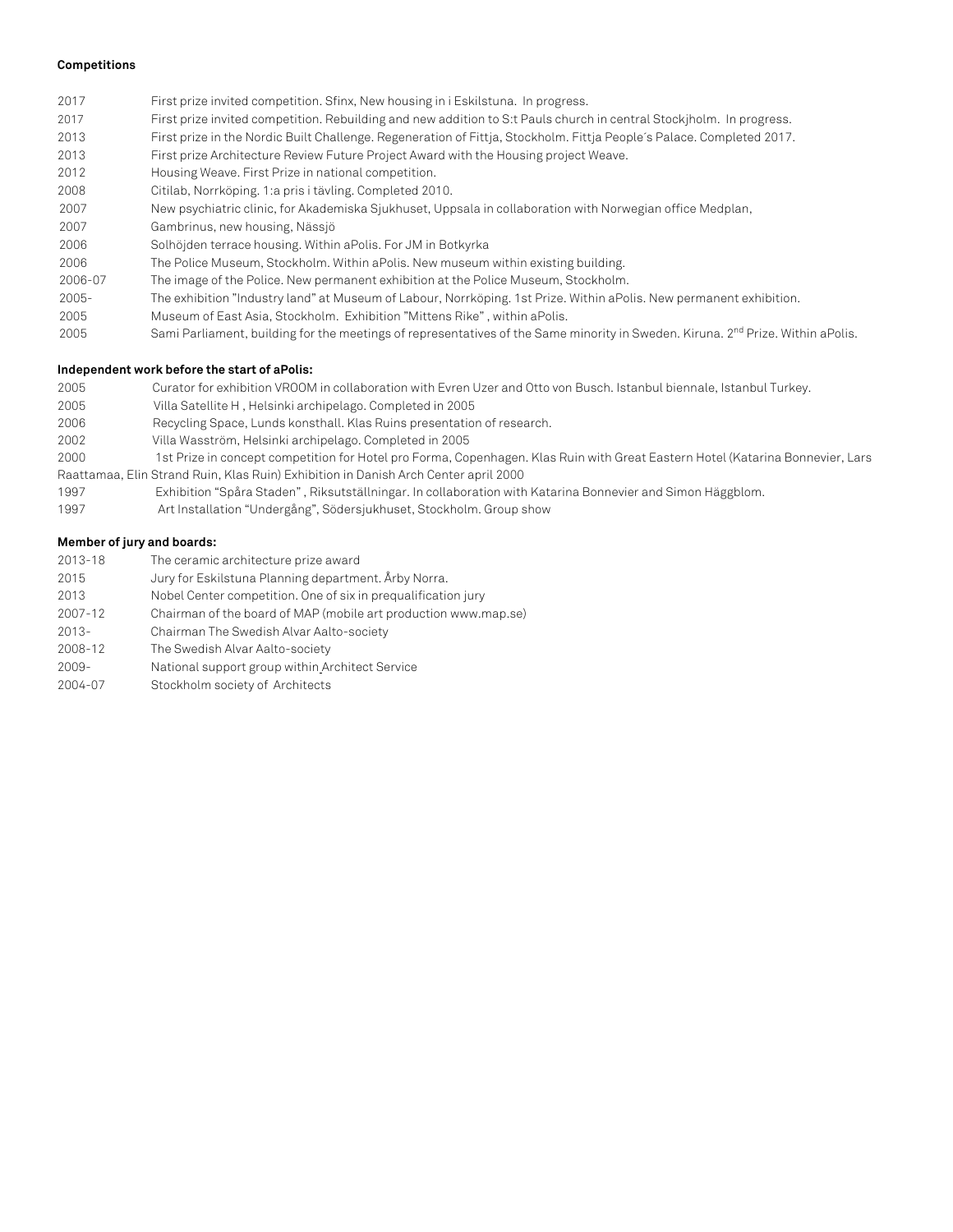**Competitions**

| | |
|---|---|
| 2017 | First prize invited competition. Sfinx, New housing in i Eskilstuna. In progress. |
| 2017 | First prize invited competition. Rebuilding and new addition to S:t Pauls church in central Stockjholm. In progress. |
| 2013 | First prize in the Nordic Built Challenge. Regeneration of Fittja, Stockholm. Fittja People´s Palace. Completed 2017. |
| 2013 | First prize Architecture Review Future Project Award with the Housing project Weave. |
| 2012 | Housing Weave. First Prize in national competition. |
| 2008 | Citilab, Norrköping. 1:a pris i tävling. Completed 2010. |
| 2007 | New psychiatric clinic, for Akademiska Sjukhuset, Uppsala in collaboration with Norwegian office Medplan, |
| 2007 | Gambrinus, new housing, Nässjö |
| 2006 | Solhöjden terrace housing. Within aPolis. For JM in Botkyrka |
| 2006 | The Police Museum, Stockholm. Within aPolis. New museum within existing building. |
| 2006-07 | The image of the Police. New permanent exhibition at the Police Museum, Stockholm. |
| 2005- | The exhibition "Industry land" at Museum of Labour, Norrköping. 1st Prize. Within aPolis. New permanent exhibition. |
| 2005 | Museum of East Asia, Stockholm. Exhibition "Mittens Rike" , within aPolis. |
| 2005 | Sami Parliament, building for the meetings of representatives of the Same minority in Sweden. Kiruna. 2nd Prize. Within aPolis. |

**Independent work before the start of aPolis:**

| | |
|---|---|
| 2005 | Curator for exhibition VROOM in collaboration with Evren Uzer and Otto von Busch. Istanbul biennale, Istanbul Turkey. |
| 2005 | Villa Satellite H , Helsinki archipelago. Completed in 2005 |
| 2006 | Recycling Space, Lunds konsthall. Klas Ruins presentation of research. |
| 2002 | Villa Wasström, Helsinki archipelago. Completed in 2005 |
| 2000 | 1st Prize in concept competition for Hotel pro Forma, Copenhagen. Klas Ruin with Great Eastern Hotel (Katarina Bonnevier, Lars Raattamaa, Elin Strand Ruin, Klas Ruin) Exhibition in Danish Arch Center april 2000 |
| 1997 | Exhibition "Spåra Staden" , Riksutställningar. In collaboration with Katarina Bonnevier and Simon Häggblom. |
| 1997 | Art Installation "Undergång", Södersjukhuset, Stockholm. Group show |

**Member of jury and boards:**

| | |
|---|---|
| 2013-18 | The ceramic architecture prize award |
| 2015 | Jury for Eskilstuna Planning department. Årby Norra. |
| 2013 | Nobel Center competition. One of six in prequalification jury |
| 2007-12 | Chairman of the board of MAP (mobile art production www.map.se) |
| 2013- | Chairman The Swedish Alvar Aalto-society |
| 2008-12 | The Swedish Alvar Aalto-society |
| 2009- | National support group within Architect Service |
| 2004-07 | Stockholm society of Architects |